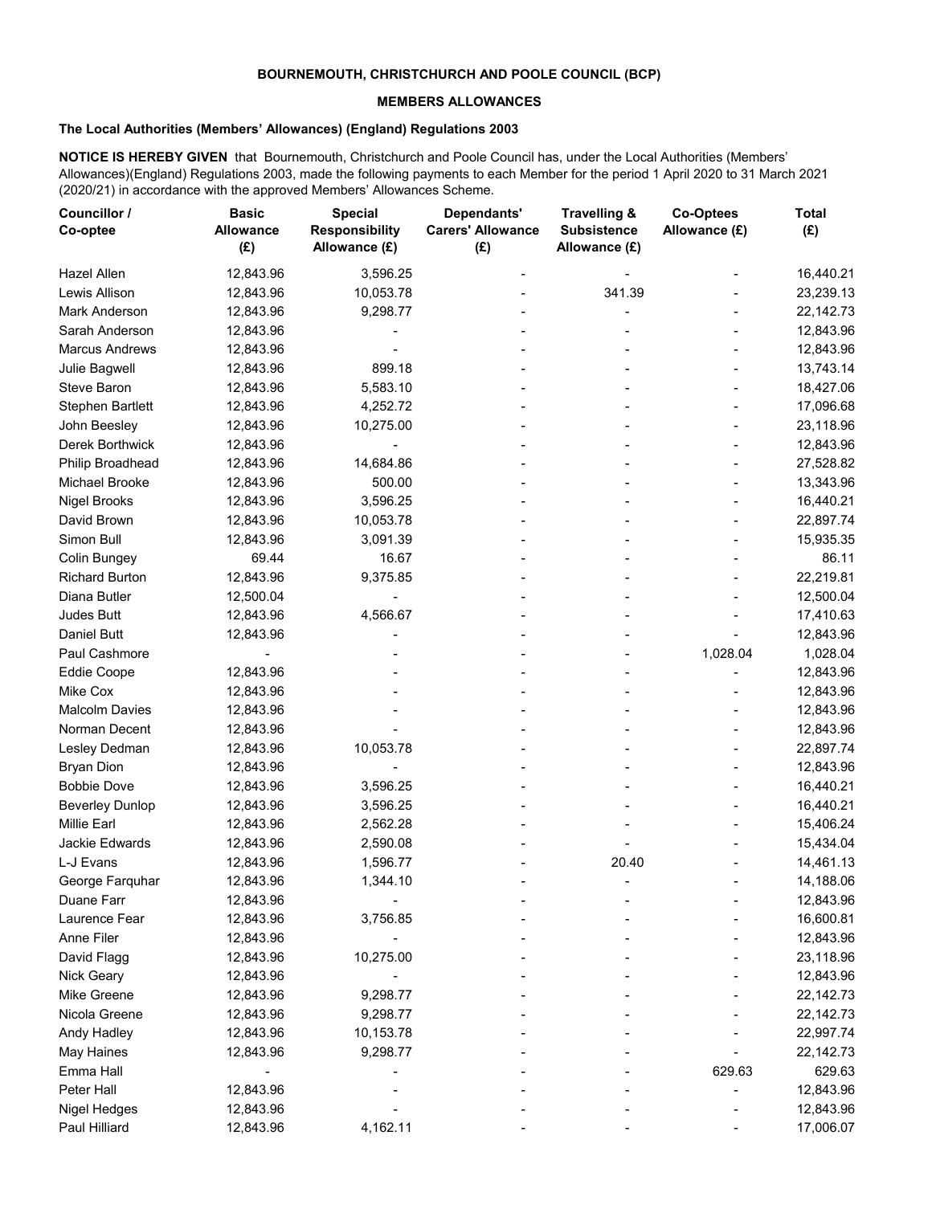**BOURNEMOUTH, CHRISTCHURCH AND POOLE COUNCIL (BCP)**

**MEMBERS ALLOWANCES**

**The Local Authorities (Members' Allowances) (England) Regulations 2003**

**NOTICE IS HEREBY GIVEN** that Bournemouth, Christchurch and Poole Council has, under the Local Authorities (Members' Allowances)(England) Regulations 2003, made the following payments to each Member for the period 1 April 2020 to 31 March 2021 (2020/21) in accordance with the approved Members' Allowances Scheme.

| Councillor / Co-optee | Basic Allowance (£) | Special Responsibility Allowance (£) | Dependants' Carers' Allowance (£) | Travelling & Subsistence Allowance (£) | Co-Optees Allowance (£) | Total (£) |
|---|---|---|---|---|---|---|
| Hazel Allen | 12,843.96 | 3,596.25 | - | - | - | 16,440.21 |
| Lewis Allison | 12,843.96 | 10,053.78 | - | 341.39 | - | 23,239.13 |
| Mark Anderson | 12,843.96 | 9,298.77 | - | - | - | 22,142.73 |
| Sarah Anderson | 12,843.96 | - | - | - | - | 12,843.96 |
| Marcus Andrews | 12,843.96 | - | - | - | - | 12,843.96 |
| Julie Bagwell | 12,843.96 | 899.18 | - | - | - | 13,743.14 |
| Steve Baron | 12,843.96 | 5,583.10 | - | - | - | 18,427.06 |
| Stephen Bartlett | 12,843.96 | 4,252.72 | - | - | - | 17,096.68 |
| John Beesley | 12,843.96 | 10,275.00 | - | - | - | 23,118.96 |
| Derek Borthwick | 12,843.96 | - | - | - | - | 12,843.96 |
| Philip Broadhead | 12,843.96 | 14,684.86 | - | - | - | 27,528.82 |
| Michael Brooke | 12,843.96 | 500.00 | - | - | - | 13,343.96 |
| Nigel Brooks | 12,843.96 | 3,596.25 | - | - | - | 16,440.21 |
| David Brown | 12,843.96 | 10,053.78 | - | - | - | 22,897.74 |
| Simon Bull | 12,843.96 | 3,091.39 | - | - | - | 15,935.35 |
| Colin Bungey | 69.44 | 16.67 | - | - | - | 86.11 |
| Richard Burton | 12,843.96 | 9,375.85 | - | - | - | 22,219.81 |
| Diana Butler | 12,500.04 | - | - | - | - | 12,500.04 |
| Judes Butt | 12,843.96 | 4,566.67 | - | - | - | 17,410.63 |
| Daniel Butt | 12,843.96 | - | - | - | - | 12,843.96 |
| Paul Cashmore | - | - | - | - | 1,028.04 | 1,028.04 |
| Eddie Coope | 12,843.96 | - | - | - | - | 12,843.96 |
| Mike Cox | 12,843.96 | - | - | - | - | 12,843.96 |
| Malcolm Davies | 12,843.96 | - | - | - | - | 12,843.96 |
| Norman Decent | 12,843.96 | - | - | - | - | 12,843.96 |
| Lesley Dedman | 12,843.96 | 10,053.78 | - | - | - | 22,897.74 |
| Bryan Dion | 12,843.96 | - | - | - | - | 12,843.96 |
| Bobbie Dove | 12,843.96 | 3,596.25 | - | - | - | 16,440.21 |
| Beverley Dunlop | 12,843.96 | 3,596.25 | - | - | - | 16,440.21 |
| Millie Earl | 12,843.96 | 2,562.28 | - | - | - | 15,406.24 |
| Jackie Edwards | 12,843.96 | 2,590.08 | - | - | - | 15,434.04 |
| L-J Evans | 12,843.96 | 1,596.77 | - | 20.40 | - | 14,461.13 |
| George Farquhar | 12,843.96 | 1,344.10 | - | - | - | 14,188.06 |
| Duane Farr | 12,843.96 | - | - | - | - | 12,843.96 |
| Laurence Fear | 12,843.96 | 3,756.85 | - | - | - | 16,600.81 |
| Anne Filer | 12,843.96 | - | - | - | - | 12,843.96 |
| David Flagg | 12,843.96 | 10,275.00 | - | - | - | 23,118.96 |
| Nick Geary | 12,843.96 | - | - | - | - | 12,843.96 |
| Mike Greene | 12,843.96 | 9,298.77 | - | - | - | 22,142.73 |
| Nicola Greene | 12,843.96 | 9,298.77 | - | - | - | 22,142.73 |
| Andy Hadley | 12,843.96 | 10,153.78 | - | - | - | 22,997.74 |
| May Haines | 12,843.96 | 9,298.77 | - | - | - | 22,142.73 |
| Emma Hall | - | - | - | - | 629.63 | 629.63 |
| Peter Hall | 12,843.96 | - | - | - | - | 12,843.96 |
| Nigel Hedges | 12,843.96 | - | - | - | - | 12,843.96 |
| Paul Hilliard | 12,843.96 | 4,162.11 | - | - | - | 17,006.07 |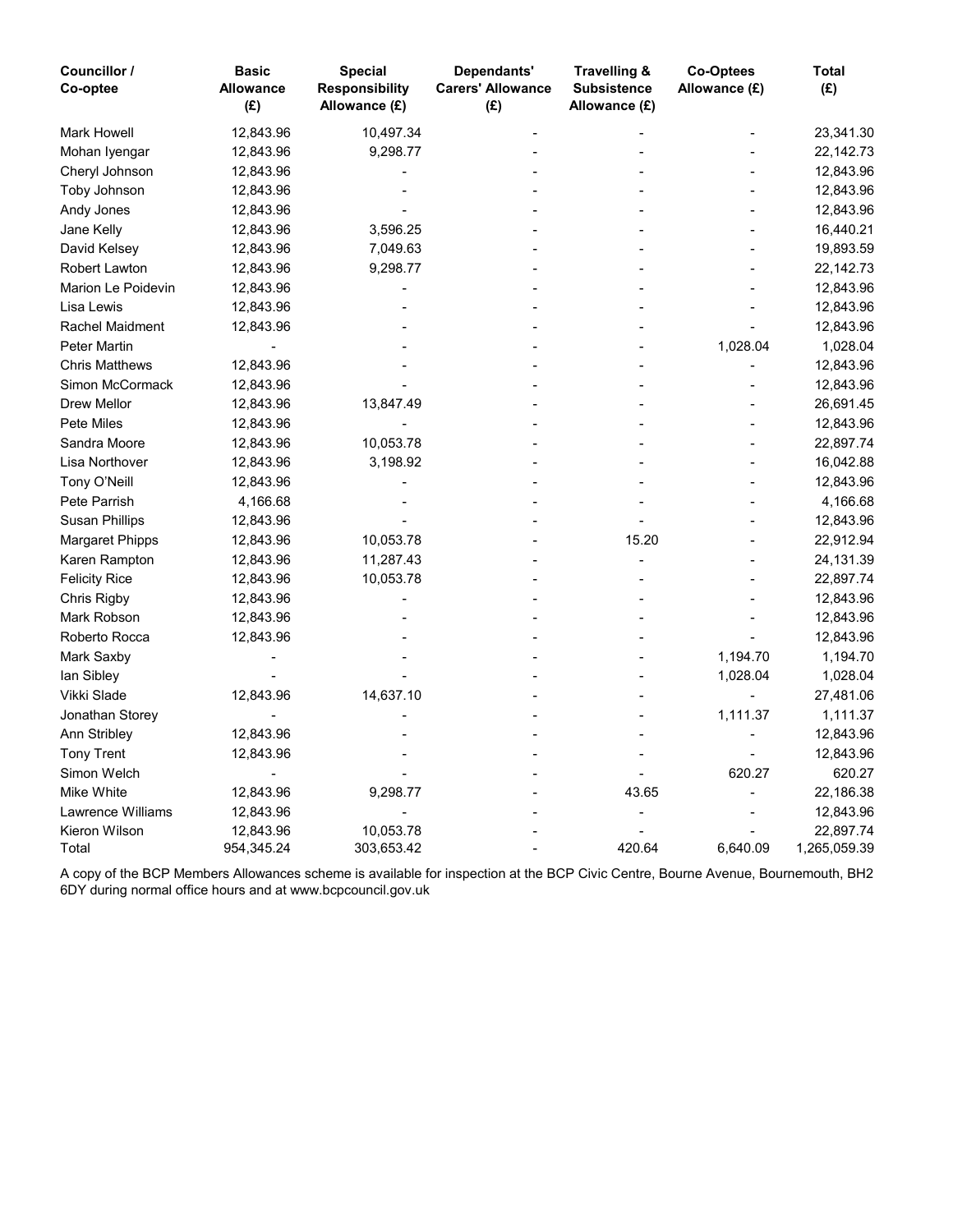| Councillor / Co-optee | Basic Allowance (£) | Special Responsibility Allowance (£) | Dependants' Carers' Allowance (£) | Travelling & Subsistence Allowance (£) | Co-Optees Allowance (£) | Total (£) |
|---|---|---|---|---|---|---|
| Mark Howell | 12,843.96 | 10,497.34 | - | - | - | 23,341.30 |
| Mohan Iyengar | 12,843.96 | 9,298.77 | - | - | - | 22,142.73 |
| Cheryl Johnson | 12,843.96 | - | - | - | - | 12,843.96 |
| Toby Johnson | 12,843.96 | - | - | - | - | 12,843.96 |
| Andy Jones | 12,843.96 | - | - | - | - | 12,843.96 |
| Jane Kelly | 12,843.96 | 3,596.25 | - | - | - | 16,440.21 |
| David Kelsey | 12,843.96 | 7,049.63 | - | - | - | 19,893.59 |
| Robert Lawton | 12,843.96 | 9,298.77 | - | - | - | 22,142.73 |
| Marion Le Poidevin | 12,843.96 | - | - | - | - | 12,843.96 |
| Lisa Lewis | 12,843.96 | - | - | - | - | 12,843.96 |
| Rachel Maidment | 12,843.96 | - | - | - | - | 12,843.96 |
| Peter Martin | - | - | - | - | 1,028.04 | 1,028.04 |
| Chris Matthews | 12,843.96 | - | - | - | - | 12,843.96 |
| Simon McCormack | 12,843.96 | - | - | - | - | 12,843.96 |
| Drew Mellor | 12,843.96 | 13,847.49 | - | - | - | 26,691.45 |
| Pete Miles | 12,843.96 | - | - | - | - | 12,843.96 |
| Sandra Moore | 12,843.96 | 10,053.78 | - | - | - | 22,897.74 |
| Lisa Northover | 12,843.96 | 3,198.92 | - | - | - | 16,042.88 |
| Tony O'Neill | 12,843.96 | - | - | - | - | 12,843.96 |
| Pete Parrish | 4,166.68 | - | - | - | - | 4,166.68 |
| Susan Phillips | 12,843.96 | - | - | - | - | 12,843.96 |
| Margaret Phipps | 12,843.96 | 10,053.78 | - | 15.20 | - | 22,912.94 |
| Karen Rampton | 12,843.96 | 11,287.43 | - | - | - | 24,131.39 |
| Felicity Rice | 12,843.96 | 10,053.78 | - | - | - | 22,897.74 |
| Chris Rigby | 12,843.96 | - | - | - | - | 12,843.96 |
| Mark Robson | 12,843.96 | - | - | - | - | 12,843.96 |
| Roberto Rocca | 12,843.96 | - | - | - | - | 12,843.96 |
| Mark Saxby | - | - | - | - | 1,194.70 | 1,194.70 |
| Ian Sibley | - | - | - | - | 1,028.04 | 1,028.04 |
| Vikki Slade | 12,843.96 | 14,637.10 | - | - | - | 27,481.06 |
| Jonathan Storey | - | - | - | - | 1,111.37 | 1,111.37 |
| Ann Stribley | 12,843.96 | - | - | - | - | 12,843.96 |
| Tony Trent | 12,843.96 | - | - | - | - | 12,843.96 |
| Simon Welch | - | - | - | - | 620.27 | 620.27 |
| Mike White | 12,843.96 | 9,298.77 | - | 43.65 | - | 22,186.38 |
| Lawrence Williams | 12,843.96 | - | - | - | - | 12,843.96 |
| Kieron Wilson | 12,843.96 | 10,053.78 | - | - | - | 22,897.74 |
| Total | 954,345.24 | 303,653.42 | - | 420.64 | 6,640.09 | 1,265,059.39 |

A copy of the BCP Members Allowances scheme is available for inspection at the BCP Civic Centre, Bourne Avenue, Bournemouth, BH2 6DY during normal office hours and at www.bcpcouncil.gov.uk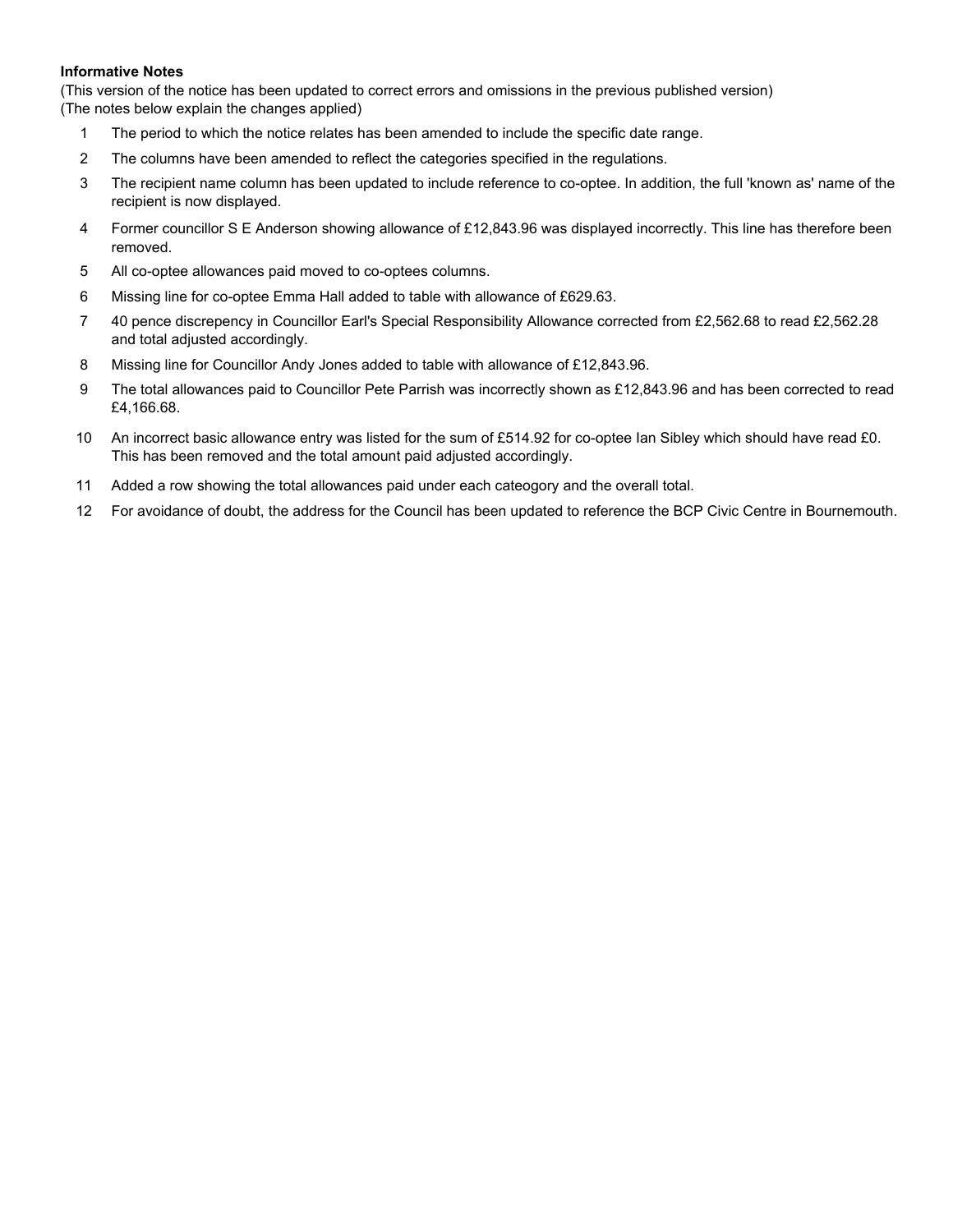**Informative Notes**

(This version of the notice has been updated to correct errors and omissions in the previous published version)
(The notes below explain the changes applied)

1. The period to which the notice relates has been amended to include the specific date range.
2. The columns have been amended to reflect the categories specified in the regulations.
3. The recipient name column has been updated to include reference to co-optee. In addition, the full 'known as' name of the recipient is now displayed.
4. Former councillor S E Anderson showing allowance of £12,843.96 was displayed incorrectly. This line has therefore been removed.
5. All co-optee allowances paid moved to co-optees columns.
6. Missing line for co-optee Emma Hall added to table with allowance of £629.63.
7. 40 pence discrepency in Councillor Earl's Special Responsibility Allowance corrected from £2,562.68 to read £2,562.28 and total adjusted accordingly.
8. Missing line for Councillor Andy Jones added to table with allowance of £12,843.96.
9. The total allowances paid to Councillor Pete Parrish was incorrectly shown as 12,843.96 and has been corrected to read £4,166.68.
10. An incorrect basic allowance entry was listed for the sum of £514.92 for co-optee Ian Sibley which should have read £0. This has been removed and the total amount paid adjusted accordingly.
11. Added a row showing the total allowances paid under each cateogory and the overall total.
12. For avoidance of doubt, the address for the Council has been updated to reference the BCP Civic Centre in Bournemouth.